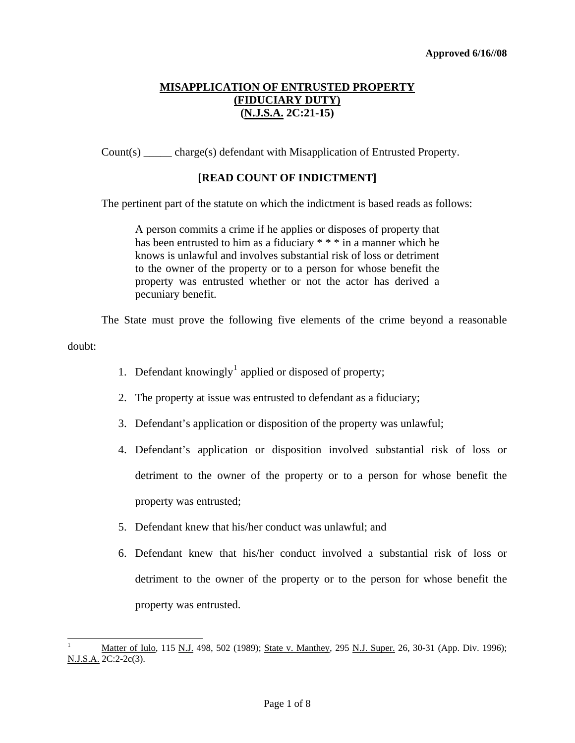**Approved 6/16//08**

# MISAPPLICATION OF ENTRUSTED PROPERTY (FIDUCIARY DUTY) (N.J.S.A. 2C:21-15)

Count(s) _____ charge(s) defendant with Misapplication of Entrusted Property.

**[READ COUNT OF INDICTMENT]**

The pertinent part of the statute on which the indictment is based reads as follows:

> A person commits a crime if he applies or disposes of property that has been entrusted to him as a fiduciary * * * in a manner which he knows is unlawful and involves substantial risk of loss or detriment to the owner of the property or to a person for whose benefit the property was entrusted whether or not the actor has derived a pecuniary benefit.

The State must prove the following five elements of the crime beyond a reasonable doubt:

1. Defendant knowingly[1] applied or disposed of property;
2. The property at issue was entrusted to defendant as a fiduciary;
3. Defendant's application or disposition of the property was unlawful;
4. Defendant's application or disposition involved substantial risk of loss or detriment to the owner of the property or to a person for whose benefit the property was entrusted;
5. Defendant knew that his/her conduct was unlawful; and
6. Defendant knew that his/her conduct involved a substantial risk of loss or detriment to the owner of the property or to the person for whose benefit the property was entrusted.

---

[1] Matter of Iulo, 115 N.J. 498, 502 (1989); State v. Manthey, 295 N.J. Super. 26, 30-31 (App. Div. 1996); N.J.S.A. 2C:2-2c(3).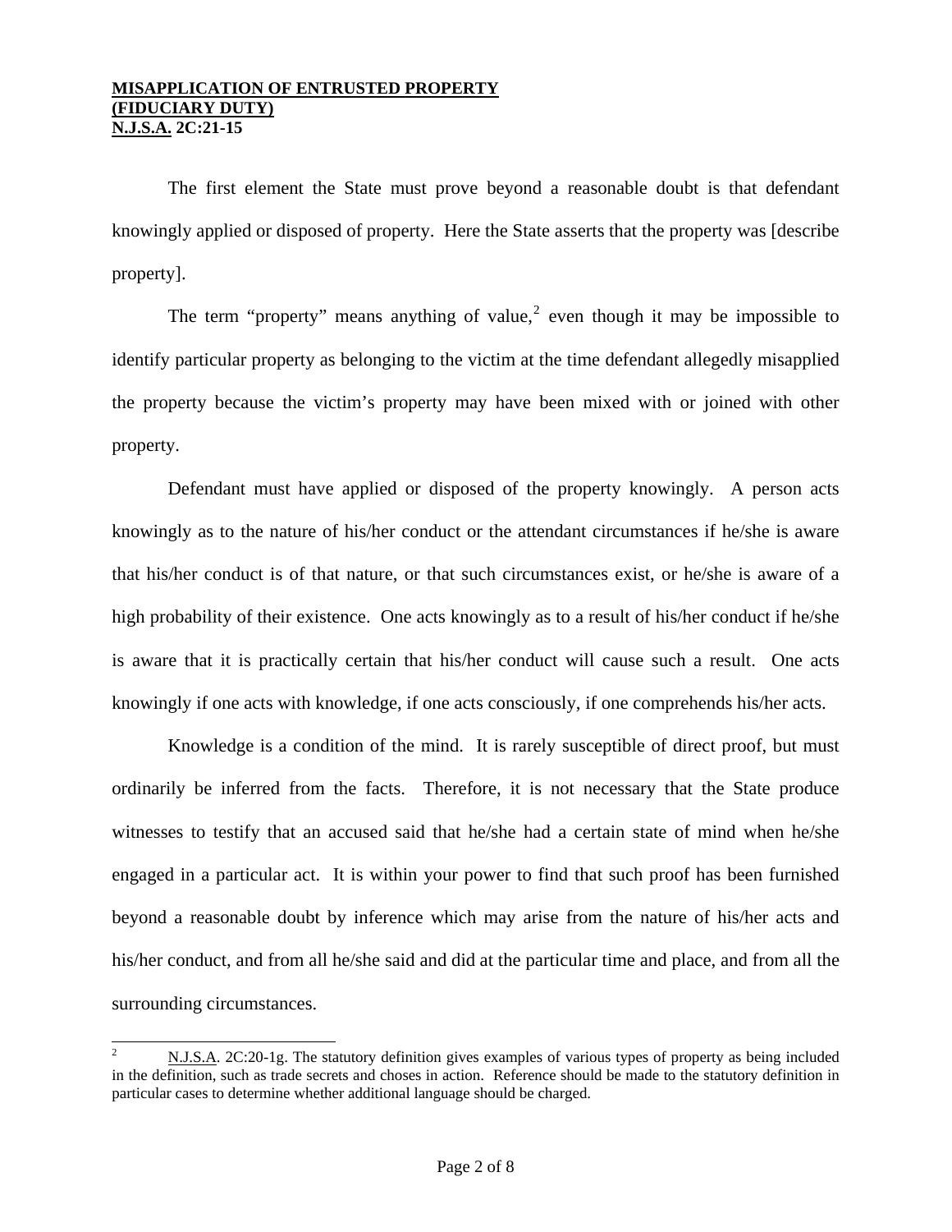**MISAPPLICATION OF ENTRUSTED PROPERTY**
**(FIDUCIARY DUTY)**
**N.J.S.A. 2C:21-15**

The first element the State must prove beyond a reasonable doubt is that defendant knowingly applied or disposed of property. Here the State asserts that the property was [describe property].

The term "property" means anything of value,[2] even though it may be impossible to identify particular property as belonging to the victim at the time defendant allegedly misapplied the property because the victim's property may have been mixed with or joined with other property.

Defendant must have applied or disposed of the property knowingly. A person acts knowingly as to the nature of his/her conduct or the attendant circumstances if he/she is aware that his/her conduct is of that nature, or that such circumstances exist, or he/she is aware of a high probability of their existence. One acts knowingly as to a result of his/her conduct if he/she is aware that it is practically certain that his/her conduct will cause such a result. One acts knowingly if one acts with knowledge, if one acts consciously, if one comprehends his/her acts.

Knowledge is a condition of the mind. It is rarely susceptible of direct proof, but must ordinarily be inferred from the facts. Therefore, it is not necessary that the State produce witnesses to testify that an accused said that he/she had a certain state of mind when he/she engaged in a particular act. It is within your power to find that such proof has been furnished beyond a reasonable doubt by inference which may arise from the nature of his/her acts and his/her conduct, and from all he/she said and did at the particular time and place, and from all the surrounding circumstances.

---

[2] N.J.S.A. 2C:20-1g. The statutory definition gives examples of various types of property as being included in the definition, such as trade secrets and choses in action. Reference should be made to the statutory definition in particular cases to determine whether additional language should be charged.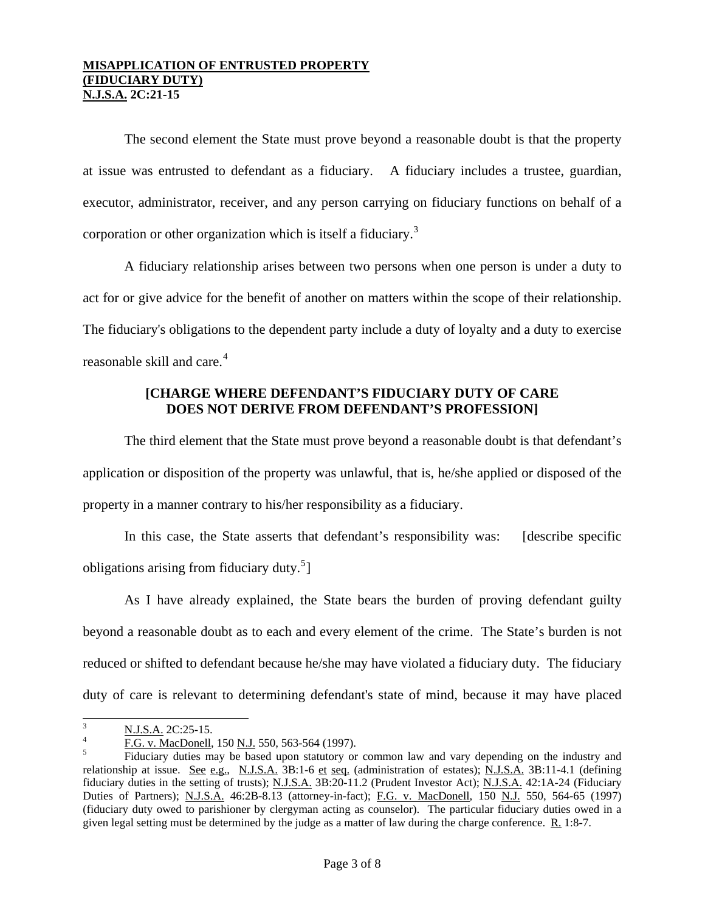**MISAPPLICATION OF ENTRUSTED PROPERTY**
**(FIDUCIARY DUTY)**
**N.J.S.A. 2C:21-15**

The second element the State must prove beyond a reasonable doubt is that the property at issue was entrusted to defendant as a fiduciary. A fiduciary includes a trustee, guardian, executor, administrator, receiver, and any person carrying on fiduciary functions on behalf of a corporation or other organization which is itself a fiduciary.[3]

A fiduciary relationship arises between two persons when one person is under a duty to act for or give advice for the benefit of another on matters within the scope of their relationship. The fiduciary's obligations to the dependent party include a duty of loyalty and a duty to exercise reasonable skill and care.[4]

**[CHARGE WHERE DEFENDANT'S FIDUCIARY DUTY OF CARE DOES NOT DERIVE FROM DEFENDANT'S PROFESSION]**

The third element that the State must prove beyond a reasonable doubt is that defendant's application or disposition of the property was unlawful, that is, he/she applied or disposed of the property in a manner contrary to his/her responsibility as a fiduciary.

In this case, the State asserts that defendant's responsibility was: [describe specific obligations arising from fiduciary duty.[5]]

As I have already explained, the State bears the burden of proving defendant guilty beyond a reasonable doubt as to each and every element of the crime. The State's burden is not reduced or shifted to defendant because he/she may have violated a fiduciary duty. The fiduciary duty of care is relevant to determining defendant's state of mind, because it may have placed

---

[3] N.J.S.A. 2C:25-15.

[4] F.G. v. MacDonell, 150 N.J. 550, 563-564 (1997).

[5] Fiduciary duties may be based upon statutory or common law and vary depending on the industry and relationship at issue. See e.g., N.J.S.A. 3B:1-6 et seq. (administration of estates); N.J.S.A. 3B:11-4.1 (defining fiduciary duties in the setting of trusts); N.J.S.A. 3B:20-11.2 (Prudent Investor Act); N.J.S.A. 42:1A-24 (Fiduciary Duties of Partners); N.J.S.A. 46:2B-8.13 (attorney-in-fact); F.G. v. MacDonell, 150 N.J. 550, 564-65 (1997) (fiduciary duty owed to parishioner by clergyman acting as counselor). The particular fiduciary duties owed in a given legal setting must be determined by the judge as a matter of law during the charge conference. R. 1:8-7.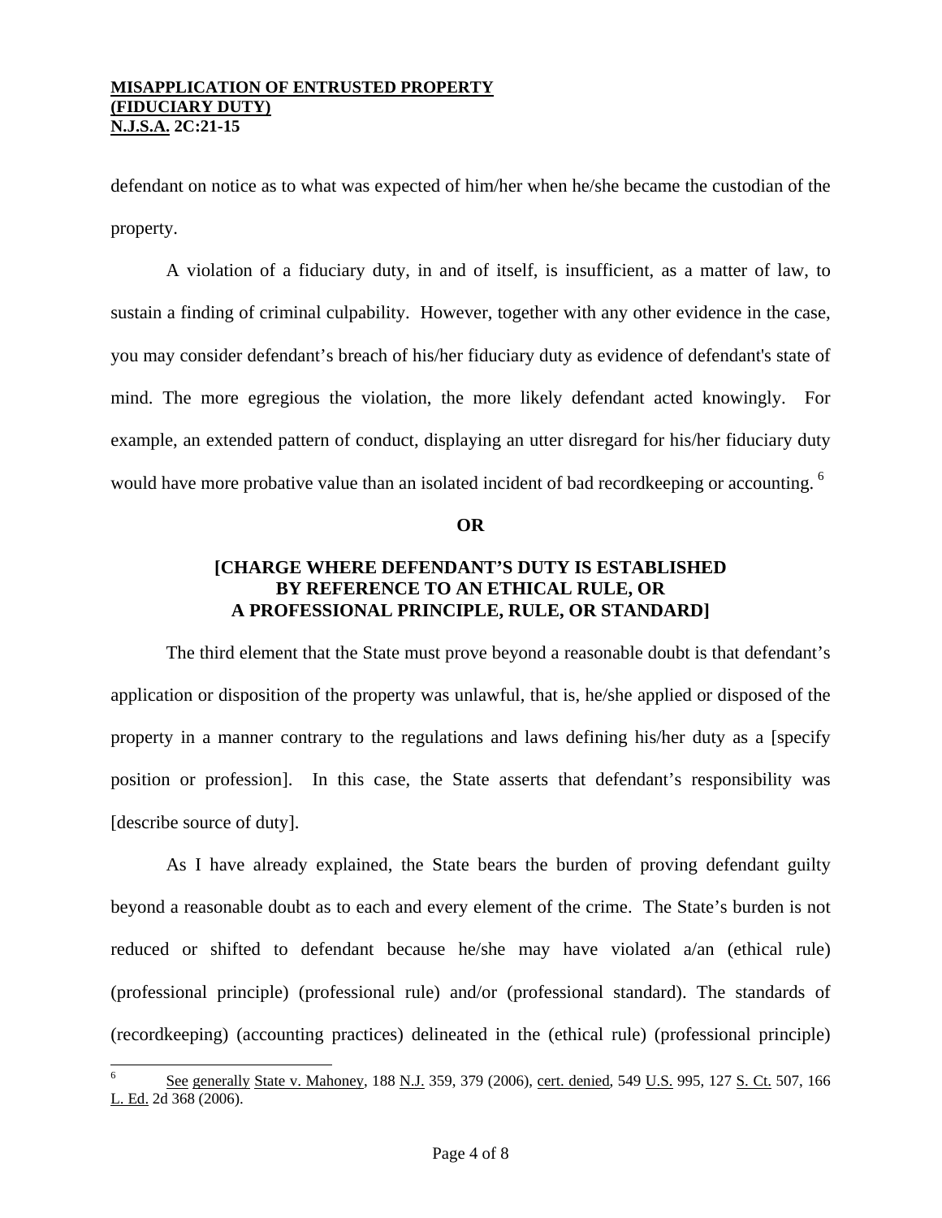defendant on notice as to what was expected of him/her when he/she became the custodian of the property.

A violation of a fiduciary duty, in and of itself, is insufficient, as a matter of law, to sustain a finding of criminal culpability. However, together with any other evidence in the case, you may consider defendant's breach of his/her fiduciary duty as evidence of defendant's state of mind. The more egregious the violation, the more likely defendant acted knowingly. For example, an extended pattern of conduct, displaying an utter disregard for his/her fiduciary duty would have more probative value than an isolated incident of bad recordkeeping or accounting. [6]

**OR**

**[CHARGE WHERE DEFENDANT'S DUTY IS ESTABLISHED BY REFERENCE TO AN ETHICAL RULE, OR A PROFESSIONAL PRINCIPLE, RULE, OR STANDARD]**

The third element that the State must prove beyond a reasonable doubt is that defendant's application or disposition of the property was unlawful, that is, he/she applied or disposed of the property in a manner contrary to the regulations and laws defining his/her duty as a [specify position or profession]. In this case, the State asserts that defendant's responsibility was [describe source of duty].

As I have already explained, the State bears the burden of proving defendant guilty beyond a reasonable doubt as to each and every element of the crime. The State's burden is not reduced or shifted to defendant because he/she may have violated a/an (ethical rule) (professional principle) (professional rule) and/or (professional standard). The standards of (recordkeeping) (accounting practices) delineated in the (ethical rule) (professional principle)

---

[6] See generally State v. Mahoney, 188 N.J. 359, 379 (2006), cert. denied, 549 U.S. 995, 127 S. Ct. 507, 166 L. Ed. 2d 368 (2006).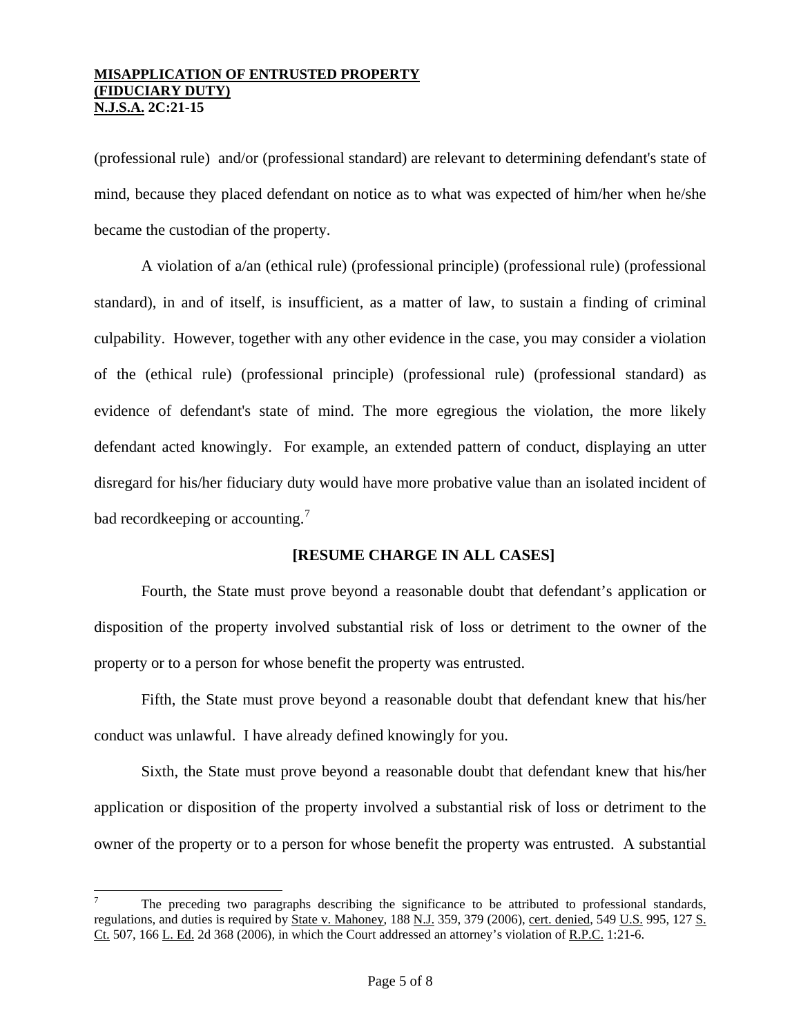(professional rule) and/or (professional standard) are relevant to determining defendant's state of mind, because they placed defendant on notice as to what was expected of him/her when he/she became the custodian of the property.

A violation of a/an (ethical rule) (professional principle) (professional rule) (professional standard), in and of itself, is insufficient, as a matter of law, to sustain a finding of criminal culpability. However, together with any other evidence in the case, you may consider a violation of the (ethical rule) (professional principle) (professional rule) (professional standard) as evidence of defendant's state of mind. The more egregious the violation, the more likely defendant acted knowingly. For example, an extended pattern of conduct, displaying an utter disregard for his/her fiduciary duty would have more probative value than an isolated incident of bad recordkeeping or accounting.[7]

**[RESUME CHARGE IN ALL CASES]**

Fourth, the State must prove beyond a reasonable doubt that defendant's application or disposition of the property involved substantial risk of loss or detriment to the owner of the property or to a person for whose benefit the property was entrusted.

Fifth, the State must prove beyond a reasonable doubt that defendant knew that his/her conduct was unlawful. I have already defined knowingly for you.

Sixth, the State must prove beyond a reasonable doubt that defendant knew that his/her application or disposition of the property involved a substantial risk of loss or detriment to the owner of the property or to a person for whose benefit the property was entrusted. A substantial

---

[7] The preceding two paragraphs describing the significance to be attributed to professional standards, regulations, and duties is required by State v. Mahoney, 188 N.J. 359, 379 (2006), cert. denied, 549 U.S. 995, 127 S. Ct. 507, 166 L. Ed. 2d 368 (2006), in which the Court addressed an attorney's violation of R.P.C. 1:21-6.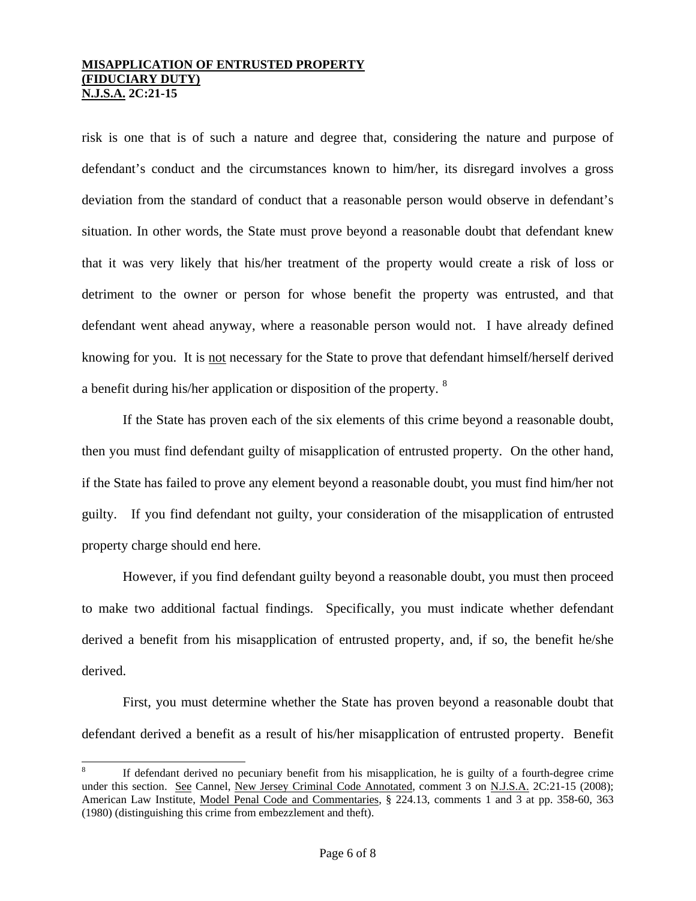risk is one that is of such a nature and degree that, considering the nature and purpose of defendant's conduct and the circumstances known to him/her, its disregard involves a gross deviation from the standard of conduct that a reasonable person would observe in defendant's situation. In other words, the State must prove beyond a reasonable doubt that defendant knew that it was very likely that his/her treatment of the property would create a risk of loss or detriment to the owner or person for whose benefit the property was entrusted, and that defendant went ahead anyway, where a reasonable person would not. I have already defined knowing for you. It is not necessary for the State to prove that defendant himself/herself derived a benefit during his/her application or disposition of the property. [8]

If the State has proven each of the six elements of this crime beyond a reasonable doubt, then you must find defendant guilty of misapplication of entrusted property. On the other hand, if the State has failed to prove any element beyond a reasonable doubt, you must find him/her not guilty. If you find defendant not guilty, your consideration of the misapplication of entrusted property charge should end here.

However, if you find defendant guilty beyond a reasonable doubt, you must then proceed to make two additional factual findings. Specifically, you must indicate whether defendant derived a benefit from his misapplication of entrusted property, and, if so, the benefit he/she derived.

First, you must determine whether the State has proven beyond a reasonable doubt that defendant derived a benefit as a result of his/her misapplication of entrusted property. Benefit

---

[8] If defendant derived no pecuniary benefit from his misapplication, he is guilty of a fourth-degree crime under this section. See Cannel, New Jersey Criminal Code Annotated, comment 3 on N.J.S.A. 2C:21-15 (2008); American Law Institute, Model Penal Code and Commentaries, § 224.13, comments 1 and 3 at pp. 358-60, 363 (1980) (distinguishing this crime from embezzlement and theft).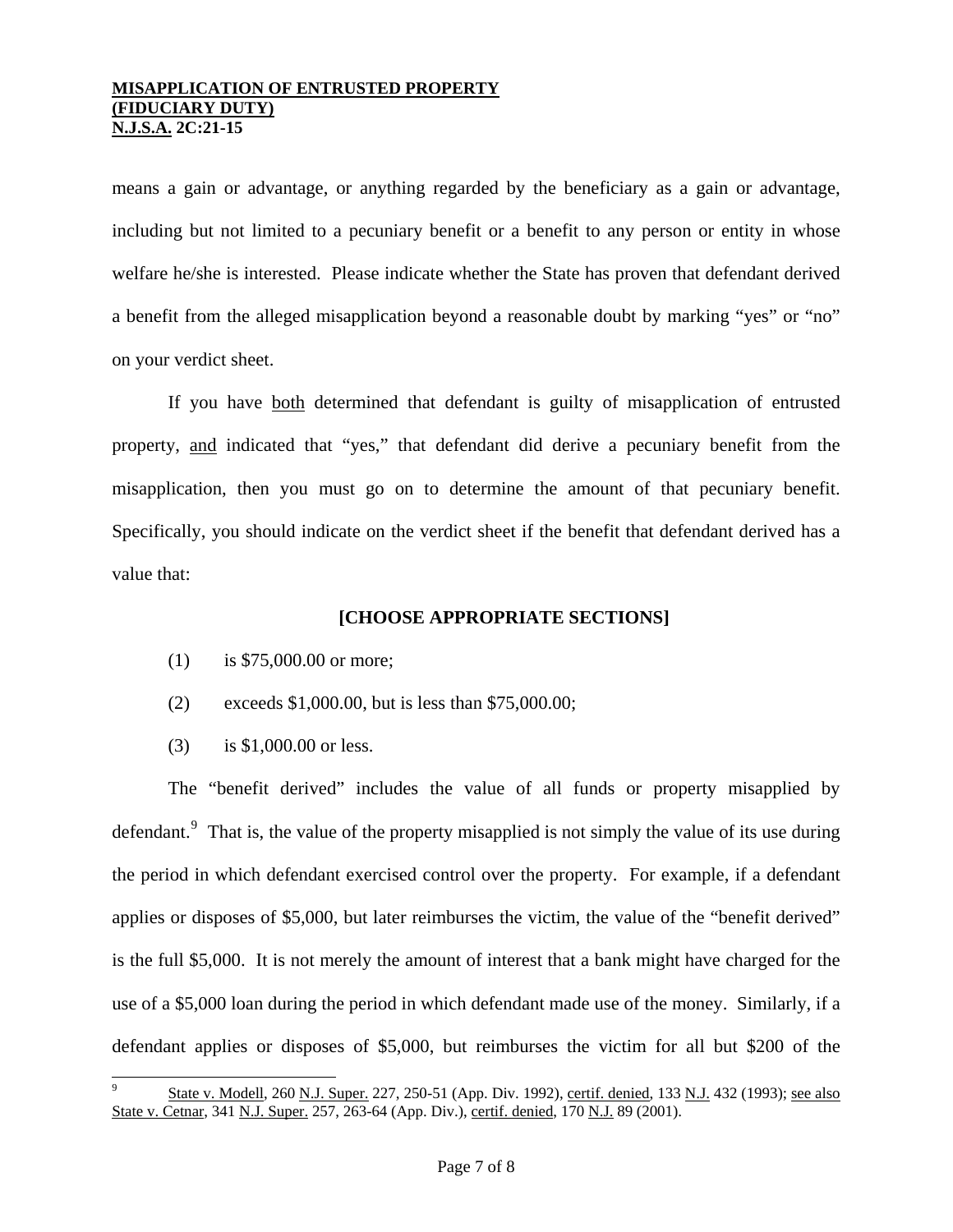means a gain or advantage, or anything regarded by the beneficiary as a gain or advantage, including but not limited to a pecuniary benefit or a benefit to any person or entity in whose welfare he/she is interested. Please indicate whether the State has proven that defendant derived a benefit from the alleged misapplication beyond a reasonable doubt by marking "yes" or "no" on your verdict sheet.

If you have both determined that defendant is guilty of misapplication of entrusted property, and indicated that "yes," that defendant did derive a pecuniary benefit from the misapplication, then you must go on to determine the amount of that pecuniary benefit. Specifically, you should indicate on the verdict sheet if the benefit that defendant derived has a value that:

**[CHOOSE APPROPRIATE SECTIONS]**

(1) is $75,000.00 or more;

(2) exceeds $1,000.00, but is less than $75,000.00;

(3) is $1,000.00 or less.

The "benefit derived" includes the value of all funds or property misapplied by defendant.[9] That is, the value of the property misapplied is not simply the value of its use during the period in which defendant exercised control over the property. For example, if a defendant applies or disposes of $5,000, but later reimburses the victim, the value of the "benefit derived" is the full $5,000. It is not merely the amount of interest that a bank might have charged for the use of a $5,000 loan during the period in which defendant made use of the money. Similarly, if a defendant applies or disposes of $5,000, but reimburses the victim for all but $200 of the

---

[9] State v. Modell, 260 N.J. Super. 227, 250-51 (App. Div. 1992), certif. denied, 133 N.J. 432 (1993); see also State v. Cetnar, 341 N.J. Super. 257, 263-64 (App. Div.), certif. denied, 170 N.J. 89 (2001).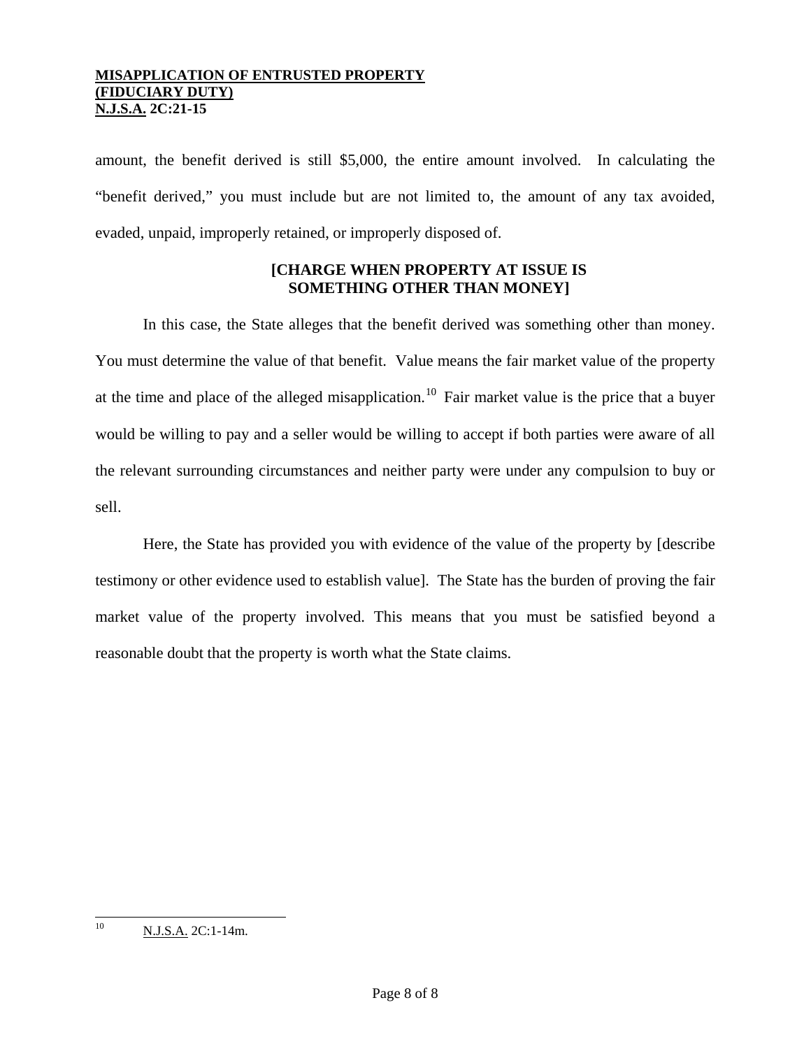amount, the benefit derived is still $5,000, the entire amount involved. In calculating the "benefit derived," you must include but are not limited to, the amount of any tax avoided, evaded, unpaid, improperly retained, or improperly disposed of.

**[CHARGE WHEN PROPERTY AT ISSUE IS SOMETHING OTHER THAN MONEY]**

In this case, the State alleges that the benefit derived was something other than money. You must determine the value of that benefit. Value means the fair market value of the property at the time and place of the alleged misapplication.[10] Fair market value is the price that a buyer would be willing to pay and a seller would be willing to accept if both parties were aware of all the relevant surrounding circumstances and neither party were under any compulsion to buy or sell.

Here, the State has provided you with evidence of the value of the property by [describe testimony or other evidence used to establish value]. The State has the burden of proving the fair market value of the property involved. This means that you must be satisfied beyond a reasonable doubt that the property is worth what the State claims.

---

[10] N.J.S.A. 2C:1-14m.